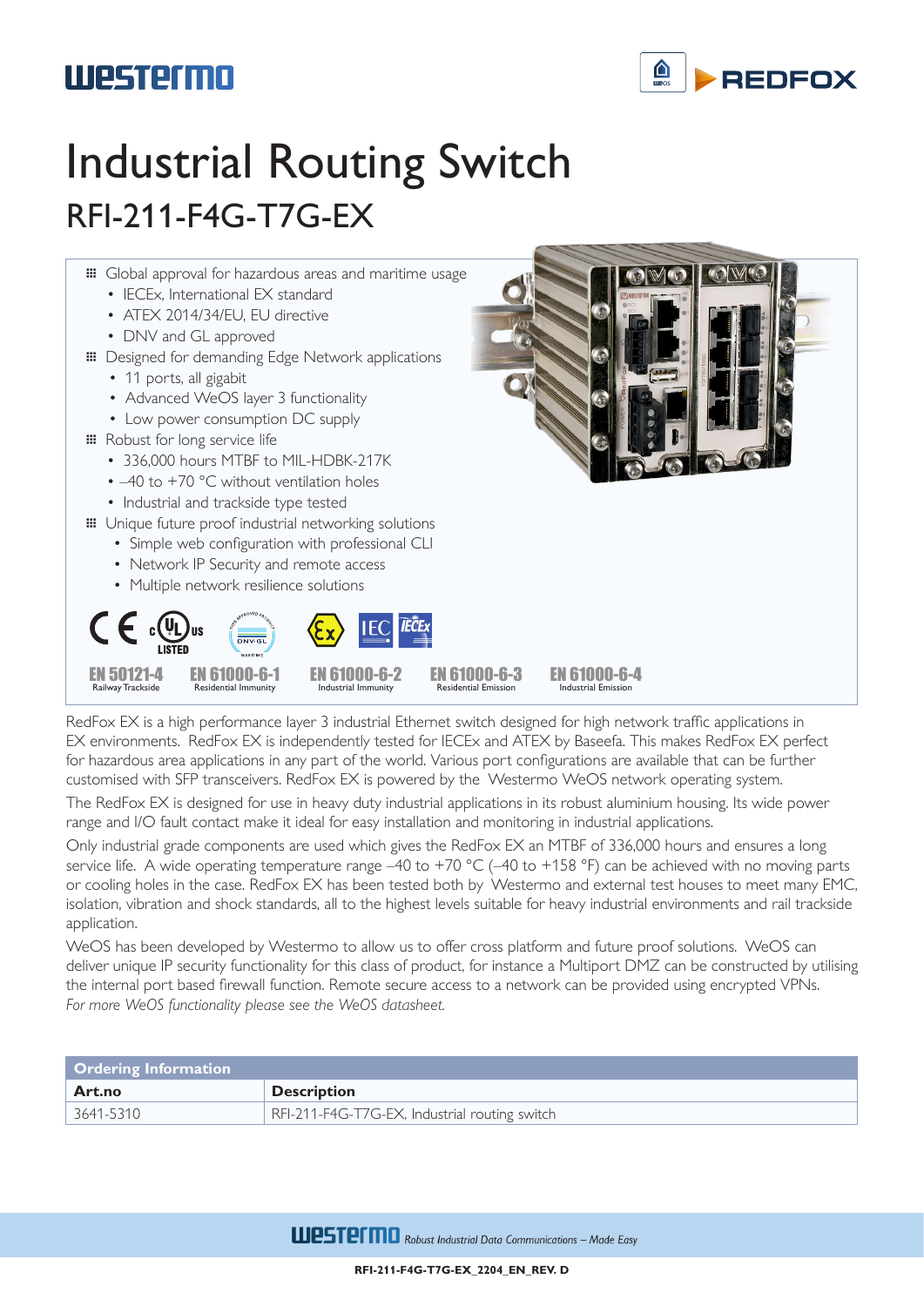westermo REDFOX

# Industrial Routing Switch

## RFI-211-F4G-T7G-EX

- Global approval for hazardous areas and maritime usage
  - IECEx, International EX standard
  - ATEX 2014/34/EU, EU directive
  - DNV and GL approved
- Designed for demanding Edge Network applications
  - 11 ports, all gigabit
  - Advanced WeOS layer 3 functionality
  - Low power consumption DC supply
- Robust for long service life
  - 336,000 hours MTBF to MIL-HDBK-217K
  - –40 to +70 °C without ventilation holes
  - Industrial and trackside type tested
- Unique future proof industrial networking solutions
  - Simple web configuration with professional CLI
  - Network IP Security and remote access
  - Multiple network resilience solutions

EN 50121-4 Railway Trackside | EN 61000-6-1 Residential Immunity | EN 61000-6-2 Industrial Immunity | EN 61000-6-3 Residential Emission | EN 61000-6-4 Industrial Emission

RedFox EX is a high performance layer 3 industrial Ethernet switch designed for high network traffic applications in EX environments. RedFox EX is independently tested for IECEx and ATEX by Baseefa. This makes RedFox EX perfect for hazardous area applications in any part of the world. Various port configurations are available that can be further customised with SFP transceivers. RedFox EX is powered by the Westermo WeOS network operating system.

The RedFox EX is designed for use in heavy duty industrial applications in its robust aluminium housing. Its wide power range and I/O fault contact make it ideal for easy installation and monitoring in industrial applications.

Only industrial grade components are used which gives the RedFox EX an MTBF of 336,000 hours and ensures a long service life. A wide operating temperature range –40 to +70 °C (–40 to +158 °F) can be achieved with no moving parts or cooling holes in the case. RedFox EX has been tested both by Westermo and external test houses to meet many EMC, isolation, vibration and shock standards, all to the highest levels suitable for heavy industrial environments and rail trackside application.

WeOS has been developed by Westermo to allow us to offer cross platform and future proof solutions. WeOS can deliver unique IP security functionality for this class of product, for instance a Multiport DMZ can be constructed by utilising the internal port based firewall function. Remote secure access to a network can be provided using encrypted VPNs. *For more WeOS functionality please see the WeOS datasheet.*

| Ordering Information | |
|---|---|
| **Art.no** | **Description** |
| 3641-5310 | RFI-211-F4G-T7G-EX, Industrial routing switch |

westermo *Robust Industrial Data Communications – Made Easy*

**RFI-211-F4G-T7G-EX_2204_EN_REV. D**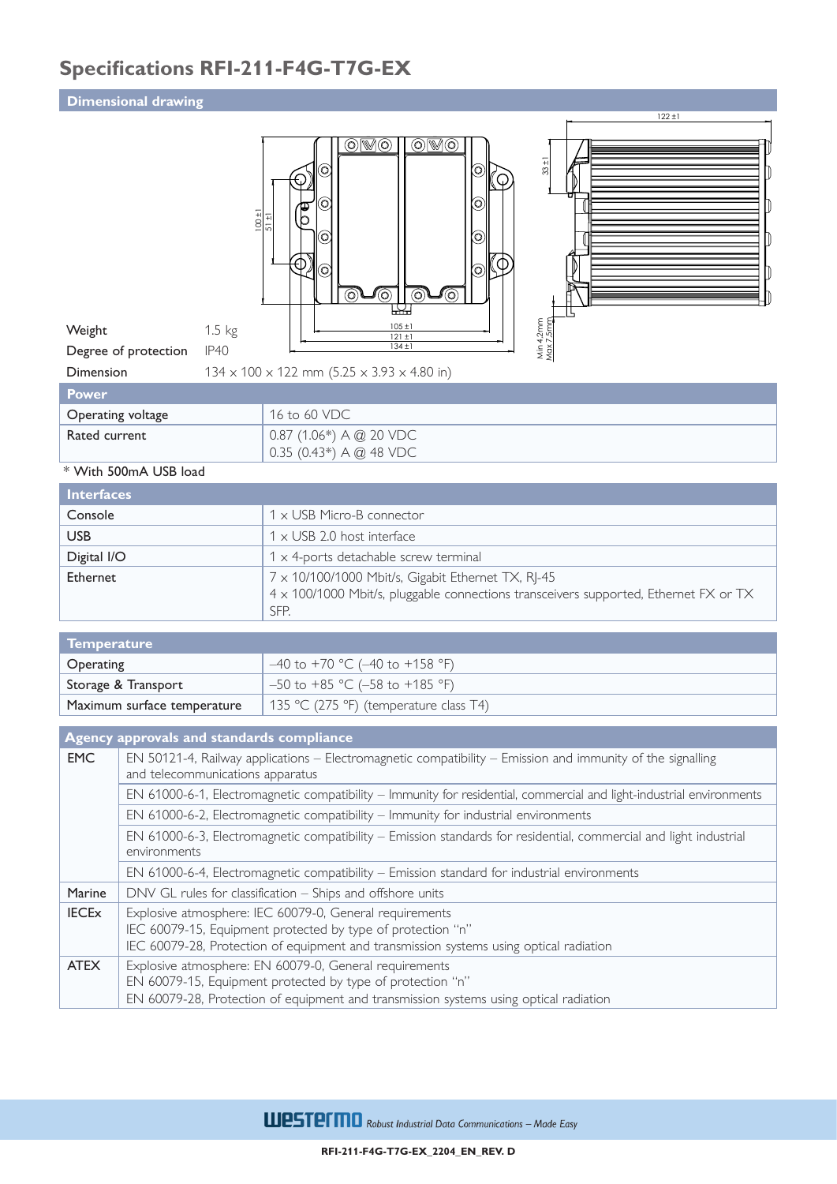## Specifications RFI-211-F4G-T7G-EX

### Dimensional drawing

122 ±1

33 ±1

100 ±1

51 ±1

105 ±1

121 ±1

134 ±1

Min 4.2mm
Max 7.5mm

| | |
|---|---|
| Weight | 1.5 kg |
| Degree of protection | IP40 |
| Dimension | 134 x 100 x 122 mm (5.25 x 3.93 x 4.80 in) |

| Power | |
|---|---|
| Operating voltage | 16 to 60 VDC |
| Rated current | 0.87 (1.06*) A @ 20 VDC<br>0.35 (0.43*) A @ 48 VDC |

* With 500mA USB load

| Interfaces | |
|---|---|
| Console | 1 x USB Micro-B connector |
| USB | 1 x USB 2.0 host interface |
| Digital I/O | 1 x 4-ports detachable screw terminal |
| Ethernet | 7 x 10/100/1000 Mbit/s, Gigabit Ethernet TX, RJ-45<br>4 x 100/1000 Mbit/s, pluggable connections transceivers supported, Ethernet FX or TX SFP. |

| Temperature | |
|---|---|
| Operating | –40 to +70 °C (–40 to +158 °F) |
| Storage & Transport | –50 to +85 °C (–58 to +185 °F) |
| Maximum surface temperature | 135 °C (275 °F) (temperature class T4) |

| Agency approvals and standards compliance | |
|---|---|
| EMC | EN 50121-4, Railway applications – Electromagnetic compatibility – Emission and immunity of the signalling and telecommunications apparatus |
| | EN 61000-6-1, Electromagnetic compatibility – Immunity for residential, commercial and light-industrial environments |
| | EN 61000-6-2, Electromagnetic compatibility – Immunity for industrial environments |
| | EN 61000-6-3, Electromagnetic compatibility – Emission standards for residential, commercial and light industrial environments |
| | EN 61000-6-4, Electromagnetic compatibility – Emission standard for industrial environments |
| Marine | DNV GL rules for classification – Ships and offshore units |
| IECEx | Explosive atmosphere: IEC 60079-0, General requirements<br>IEC 60079-15, Equipment protected by type of protection "n"<br>IEC 60079-28, Protection of equipment and transmission systems using optical radiation |
| ATEX | Explosive atmosphere: EN 60079-0, General requirements<br>EN 60079-15, Equipment protected by type of protection "n"<br>EN 60079-28, Protection of equipment and transmission systems using optical radiation |

Westermo *Robust Industrial Data Communications – Made Easy*

RFI-211-F4G-T7G-EX_2204_EN_REV. D